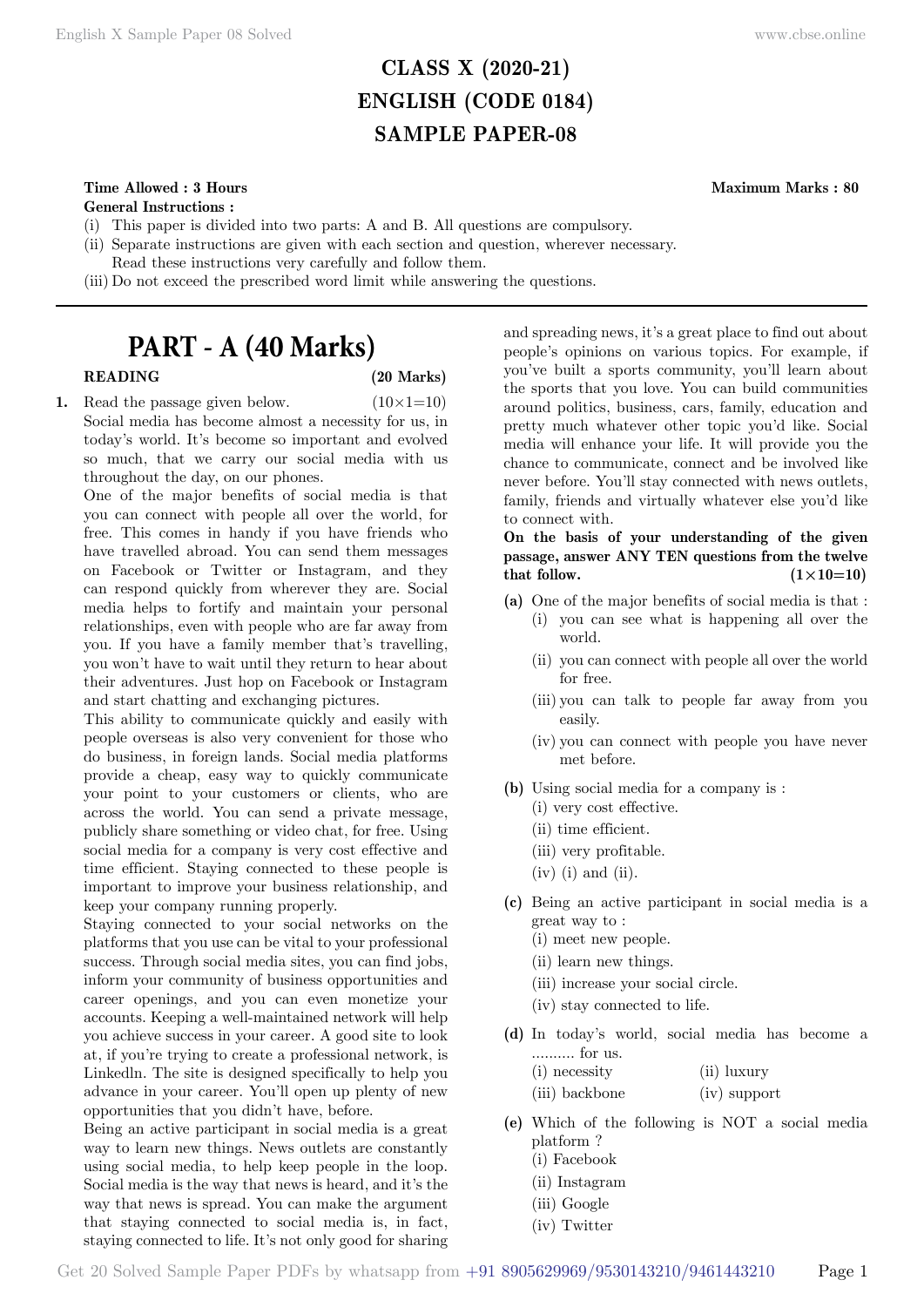# CLASS X (2020-21)
# ENGLISH (CODE 0184)
# SAMPLE PAPER-08

**Time Allowed : 3 Hours** **Maximum Marks : 80**

**General Instructions :**

(i) This paper is divided into two parts: A and B. All questions are compulsory.
(ii) Separate instructions are given with each section and question, wherever necessary. Read these instructions very carefully and follow them.
(iii) Do not exceed the prescribed word limit while answering the questions.

---

## PART - A (40 Marks)

### READING (20 Marks)

**1.** Read the passage given below. (10×1=10)

Social media has become almost a necessity for us, in today's world. It's become so important and evolved so much, that we carry our social media with us throughout the day, on our phones.

One of the major benefits of social media is that you can connect with people all over the world, for free. This comes in handy if you have friends who have travelled abroad. You can send them messages on Facebook or Twitter or Instagram, and they can respond quickly from wherever they are. Social media helps to fortify and maintain your personal relationships, even with people who are far away from you. If you have a family member that's travelling, you won't have to wait until they return to hear about their adventures. Just hop on Facebook or Instagram and start chatting and exchanging pictures.

This ability to communicate quickly and easily with people overseas is also very convenient for those who do business, in foreign lands. Social media platforms provide a cheap, easy way to quickly communicate your point to your customers or clients, who are across the world. You can send a private message, publicly share something or video chat, for free. Using social media for a company is very cost effective and time efficient. Staying connected to these people is important to improve your business relationship, and keep your company running properly.

Staying connected to your social networks on the platforms that you use can be vital to your professional success. Through social media sites, you can find jobs, inform your community of business opportunities and career openings, and you can even monetize your accounts. Keeping a well-maintained network will help you achieve success in your career. A good site to look at, if you're trying to create a professional network, is LinkedIn. The site is designed specifically to help you advance in your career. You'll open up plenty of new opportunities that you didn't have, before.

Being an active participant in social media is a great way to learn new things. News outlets are constantly using social media, to help keep people in the loop. Social media is the way that news is heard, and it's the way that news is spread. You can make the argument that staying connected to social media is, in fact, staying connected to life. It's not only good for sharing and spreading news, it's a great place to find out about people's opinions on various topics. For example, if you've built a sports community, you'll learn about the sports that you love. You can build communities around politics, business, cars, family, education and pretty much whatever other topic you'd like. Social media will enhance your life. It will provide you the chance to communicate, connect and be involved like never before. You'll stay connected with news outlets, family, friends and virtually whatever else you'd like to connect with.

**On the basis of your understanding of the given passage, answer ANY TEN questions from the twelve that follow. (1×10=10)**

**(a)** One of the major benefits of social media is that :
(i) you can see what is happening all over the world.
(ii) you can connect with people all over the world for free.
(iii) you can talk to people far away from you easily.
(iv) you can connect with people you have never met before.

**(b)** Using social media for a company is :
(i) very cost effective.
(ii) time efficient.
(iii) very profitable.
(iv) (i) and (ii).

**(c)** Being an active participant in social media is a great way to :
(i) meet new people.
(ii) learn new things.
(iii) increase your social circle.
(iv) stay connected to life.

**(d)** In today's world, social media has become a .......... for us.
(i) necessity (ii) luxury
(iii) backbone (iv) support

**(e)** Which of the following is NOT a social media platform ?
(i) Facebook
(ii) Instagram
(iii) Google
(iv) Twitter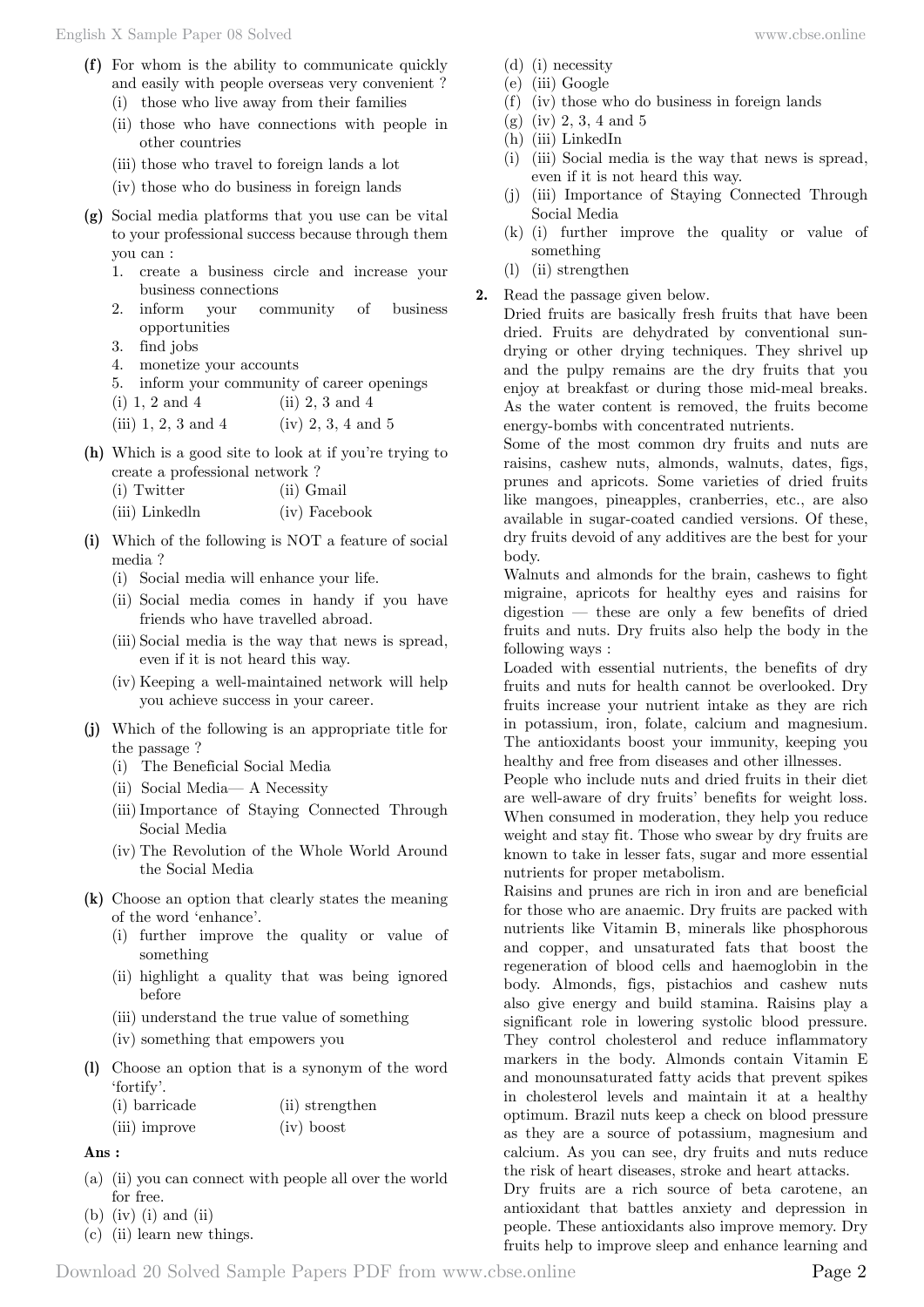**(f)** For whom is the ability to communicate quickly and easily with people overseas very convenient ?

(i) those who live away from their families

(ii) those who have connections with people in other countries

(iii) those who travel to foreign lands a lot

(iv) those who do business in foreign lands

**(g)** Social media platforms that you use can be vital to your professional success because through them you can :

1. create a business circle and increase your business connections
2. inform your community of business opportunities
3. find jobs
4. monetize your accounts
5. inform your community of career openings

(i) 1, 2 and 4 (ii) 2, 3 and 4

(iii) 1, 2, 3 and 4 (iv) 2, 3, 4 and 5

**(h)** Which is a good site to look at if you're trying to create a professional network ?

(i) Twitter (ii) Gmail

(iii) Linkedln (iv) Facebook

**(i)** Which of the following is NOT a feature of social media ?

(i) Social media will enhance your life.

(ii) Social media comes in handy if you have friends who have travelled abroad.

(iii) Social media is the way that news is spread, even if it is not heard this way.

(iv) Keeping a well-maintained network will help you achieve success in your career.

**(j)** Which of the following is an appropriate title for the passage ?

(i) The Beneficial Social Media

(ii) Social Media— A Necessity

(iii) Importance of Staying Connected Through Social Media

(iv) The Revolution of the Whole World Around the Social Media

**(k)** Choose an option that clearly states the meaning of the word 'enhance'.

(i) further improve the quality or value of something

(ii) highlight a quality that was being ignored before

(iii) understand the true value of something

(iv) something that empowers you

**(l)** Choose an option that is a synonym of the word 'fortify'.

(i) barricade (ii) strengthen

(iii) improve (iv) boost

**Ans :**

(a) (ii) you can connect with people all over the world for free.

(b) (iv) (i) and (ii)

(c) (ii) learn new things.

(d) (i) necessity

(e) (iii) Google

(f) (iv) those who do business in foreign lands

(g) (iv) 2, 3, 4 and 5

(h) (iii) LinkedIn

(i) (iii) Social media is the way that news is spread, even if it is not heard this way.

(j) (iii) Importance of Staying Connected Through Social Media

(k) (i) further improve the quality or value of something

(l) (ii) strengthen

**2.** Read the passage given below.

Dried fruits are basically fresh fruits that have been dried. Fruits are dehydrated by conventional sun-drying or other drying techniques. They shrivel up and the pulpy remains are the dry fruits that you enjoy at breakfast or during those mid-meal breaks. As the water content is removed, the fruits become energy-bombs with concentrated nutrients.

Some of the most common dry fruits and nuts are raisins, cashew nuts, almonds, walnuts, dates, figs, prunes and apricots. Some varieties of dried fruits like mangoes, pineapples, cranberries, etc., are also available in sugar-coated candied versions. Of these, dry fruits devoid of any additives are the best for your body.

Walnuts and almonds for the brain, cashews to fight migraine, apricots for healthy eyes and raisins for digestion — these are only a few benefits of dried fruits and nuts. Dry fruits also help the body in the following ways :

Loaded with essential nutrients, the benefits of dry fruits and nuts for health cannot be overlooked. Dry fruits increase your nutrient intake as they are rich in potassium, iron, folate, calcium and magnesium. The antioxidants boost your immunity, keeping you healthy and free from diseases and other illnesses.

People who include nuts and dried fruits in their diet are well-aware of dry fruits' benefits for weight loss. When consumed in moderation, they help you reduce weight and stay fit. Those who swear by dry fruits are known to take in lesser fats, sugar and more essential nutrients for proper metabolism.

Raisins and prunes are rich in iron and are beneficial for those who are anaemic. Dry fruits are packed with nutrients like Vitamin B, minerals like phosphorous and copper, and unsaturated fats that boost the regeneration of blood cells and haemoglobin in the body. Almonds, figs, pistachios and cashew nuts also give energy and build stamina. Raisins play a significant role in lowering systolic blood pressure. They control cholesterol and reduce inflammatory markers in the body. Almonds contain Vitamin E and monounsaturated fatty acids that prevent spikes in cholesterol levels and maintain it at a healthy optimum. Brazil nuts keep a check on blood pressure as they are a source of potassium, magnesium and calcium. As you can see, dry fruits and nuts reduce the risk of heart diseases, stroke and heart attacks.

Dry fruits are a rich source of beta carotene, an antioxidant that battles anxiety and depression in people. These antioxidants also improve memory. Dry fruits help to improve sleep and enhance learning and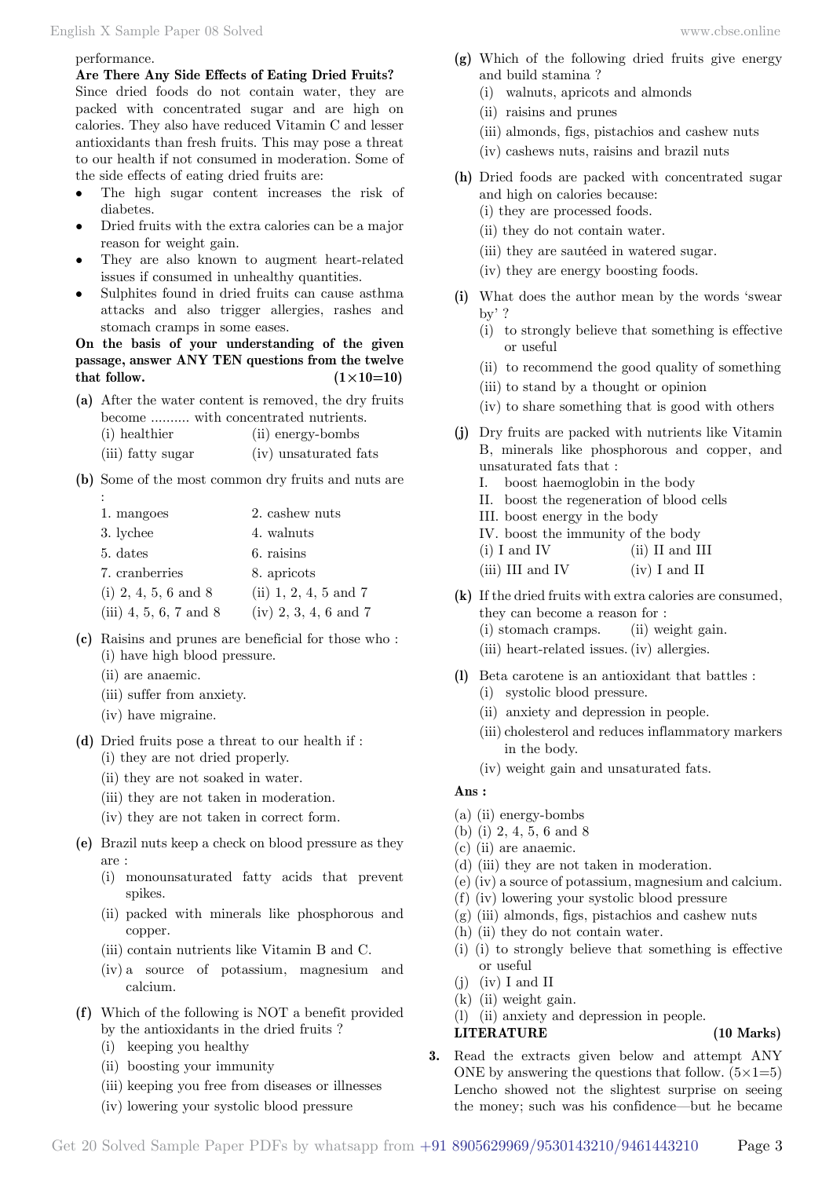performance.

**Are There Any Side Effects of Eating Dried Fruits?**

Since dried foods do not contain water, they are packed with concentrated sugar and are high on calories. They also have reduced Vitamin C and lesser antioxidants than fresh fruits. This may pose a threat to our health if not consumed in moderation. Some of the side effects of eating dried fruits are:

- The high sugar content increases the risk of diabetes.
- Dried fruits with the extra calories can be a major reason for weight gain.
- They are also known to augment heart-related issues if consumed in unhealthy quantities.
- Sulphites found in dried fruits can cause asthma attacks and also trigger allergies, rashes and stomach cramps in some eases.

**On the basis of your understanding of the given passage, answer ANY TEN questions from the twelve that follow. (1×10=10)**

**(a)** After the water content is removed, the dry fruits become .......... with concentrated nutrients.
(i) healthier (ii) energy-bombs
(iii) fatty sugar (iv) unsaturated fats

**(b)** Some of the most common dry fruits and nuts are :
1. mangoes 2. cashew nuts
3. lychee 4. walnuts
5. dates 6. raisins
7. cranberries 8. apricots
(i) 2, 4, 5, 6 and 8 (ii) 1, 2, 4, 5 and 7
(iii) 4, 5, 6, 7 and 8 (iv) 2, 3, 4, 6 and 7

**(c)** Raisins and prunes are beneficial for those who :
(i) have high blood pressure.
(ii) are anaemic.
(iii) suffer from anxiety.
(iv) have migraine.

**(d)** Dried fruits pose a threat to our health if :
(i) they are not dried properly.
(ii) they are not soaked in water.
(iii) they are not taken in moderation.
(iv) they are not taken in correct form.

**(e)** Brazil nuts keep a check on blood pressure as they are :
(i) monounsaturated fatty acids that prevent spikes.
(ii) packed with minerals like phosphorous and copper.
(iii) contain nutrients like Vitamin B and C.
(iv) a source of potassium, magnesium and calcium.

**(f)** Which of the following is NOT a benefit provided by the antioxidants in the dried fruits ?
(i) keeping you healthy
(ii) boosting your immunity
(iii) keeping you free from diseases or illnesses
(iv) lowering your systolic blood pressure

**(g)** Which of the following dried fruits give energy and build stamina ?
(i) walnuts, apricots and almonds
(ii) raisins and prunes
(iii) almonds, figs, pistachios and cashew nuts
(iv) cashews nuts, raisins and brazil nuts

**(h)** Dried foods are packed with concentrated sugar and high on calories because:
(i) they are processed foods.
(ii) they do not contain water.
(iii) they are sautéed in watered sugar.
(iv) they are energy boosting foods.

**(i)** What does the author mean by the words 'swear by' ?
(i) to strongly believe that something is effective or useful
(ii) to recommend the good quality of something
(iii) to stand by a thought or opinion
(iv) to share something that is good with others

**(j)** Dry fruits are packed with nutrients like Vitamin B, minerals like phosphorous and copper, and unsaturated fats that :
I. boost haemoglobin in the body
II. boost the regeneration of blood cells
III. boost energy in the body
IV. boost the immunity of the body
(i) I and IV (ii) II and III
(iii) III and IV (iv) I and II

**(k)** If the dried fruits with extra calories are consumed, they can become a reason for :
(i) stomach cramps. (ii) weight gain.
(iii) heart-related issues. (iv) allergies.

**(l)** Beta carotene is an antioxidant that battles :
(i) systolic blood pressure.
(ii) anxiety and depression in people.
(iii) cholesterol and reduces inflammatory markers in the body.
(iv) weight gain and unsaturated fats.

**Ans :**

(a) (ii) energy-bombs
(b) (i) 2, 4, 5, 6 and 8
(c) (ii) are anaemic.
(d) (iii) they are not taken in moderation.
(e) (iv) a source of potassium, magnesium and calcium.
(f) (iv) lowering your systolic blood pressure
(g) (iii) almonds, figs, pistachios and cashew nuts
(h) (ii) they do not contain water.
(i) (i) to strongly believe that something is effective or useful
(j) (iv) I and II
(k) (ii) weight gain.
(l) (ii) anxiety and depression in people.

## LITERATURE (10 Marks)

**3.** Read the extracts given below and attempt ANY ONE by answering the questions that follow. (5×1=5)

Lencho showed not the slightest surprise on seeing the money; such was his confidence—but he became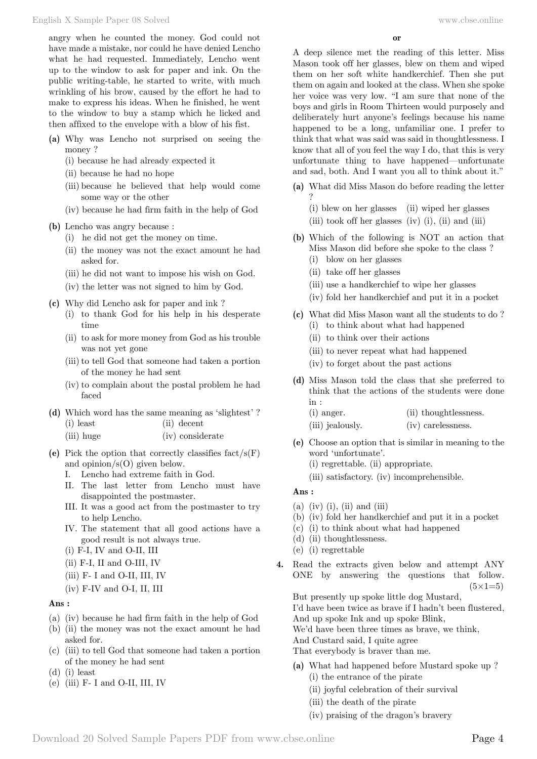angry when he counted the money. God could not have made a mistake, nor could he have denied Lencho what he had requested. Immediately, Lencho went up to the window to ask for paper and ink. On the public writing-table, he started to write, with much wrinkling of his brow, caused by the effort he had to make to express his ideas. When he finished, he went to the window to buy a stamp which he licked and then affixed to the envelope with a blow of his fist.

**(a)** Why was Lencho not surprised on seeing the money ?
   (i) because he had already expected it
   (ii) because he had no hope
   (iii) because he believed that help would come some way or the other
   (iv) because he had firm faith in the help of God

**(b)** Lencho was angry because :
   (i) he did not get the money on time.
   (ii) the money was not the exact amount he had asked for.
   (iii) he did not want to impose his wish on God.
   (iv) the letter was not signed to him by God.

**(c)** Why did Lencho ask for paper and ink ?
   (i) to thank God for his help in his desperate time
   (ii) to ask for more money from God as his trouble was not yet gone
   (iii) to tell God that someone had taken a portion of the money he had sent
   (iv) to complain about the postal problem he had faced

**(d)** Which word has the same meaning as 'slightest' ?
   (i) least
   (ii) decent
   (iii) huge
   (iv) considerate

**(e)** Pick the option that correctly classifies fact/s(F) and opinion/s(O) given below.
   I. Lencho had extreme faith in God.
   II. The last letter from Lencho must have disappointed the postmaster.
   III. It was a good act from the postmaster to try to help Lencho.
   IV. The statement that all good actions have a good result is not always true.
   (i) F-I, IV and O-II, III
   (ii) F-I, II and O-III, IV
   (iii) F- I and O-II, III, IV
   (iv) F-IV and O-I, II, III

**Ans :**

(a) (iv) because he had firm faith in the help of God
(b) (ii) the money was not the exact amount he had asked for.
(c) (iii) to tell God that someone had taken a portion of the money he had sent
(d) (i) least
(e) (iii) F- I and O-II, III, IV

**or**

A deep silence met the reading of this letter. Miss Mason took off her glasses, blew on them and wiped them on her soft white handkerchief. Then she put them on again and looked at the class. When she spoke her voice was very low. "I am sure that none of the boys and girls in Room Thirteen would purposely and deliberately hurt anyone's feelings because his name happened to be a long, unfamiliar one. I prefer to think that what was said was said in thoughtlessness. I know that all of you feel the way I do, that this is very unfortunate thing to have happened—unfortunate and sad, both. And I want you all to think about it."

**(a)** What did Miss Mason do before reading the letter ?
   (i) blew on her glasses
   (ii) wiped her glasses
   (iii) took off her glasses
   (iv) (i), (ii) and (iii)

**(b)** Which of the following is NOT an action that Miss Mason did before she spoke to the class ?
   (i) blow on her glasses
   (ii) take off her glasses
   (iii) use a handkerchief to wipe her glasses
   (iv) fold her handkerchief and put it in a pocket

**(c)** What did Miss Mason want all the students to do ?
   (i) to think about what had happened
   (ii) to think over their actions
   (iii) to never repeat what had happened
   (iv) to forget about the past actions

**(d)** Miss Mason told the class that she preferred to think that the actions of the students were done in :
   (i) anger.
   (ii) thoughtlessness.
   (iii) jealously.
   (iv) carelessness.

**(e)** Choose an option that is similar in meaning to the word 'unfortunate'.
   (i) regrettable.
   (ii) appropriate.
   (iii) satisfactory.
   (iv) incomprehensible.

**Ans :**

(a) (iv) (i), (ii) and (iii)
(b) (iv) fold her handkerchief and put it in a pocket
(c) (i) to think about what had happened
(d) (ii) thoughtlessness.
(e) (i) regrettable

**4.** Read the extracts given below and attempt ANY ONE by answering the questions that follow. (5×1=5)

But presently up spoke little dog Mustard,
I'd have been twice as brave if I hadn't been flustered,
And up spoke Ink and up spoke Blink,
We'd have been three times as brave, we think,
And Custard said, I quite agree
That everybody is braver than me.

**(a)** What had happened before Mustard spoke up ?
   (i) the entrance of the pirate
   (ii) joyful celebration of their survival
   (iii) the death of the pirate
   (iv) praising of the dragon's bravery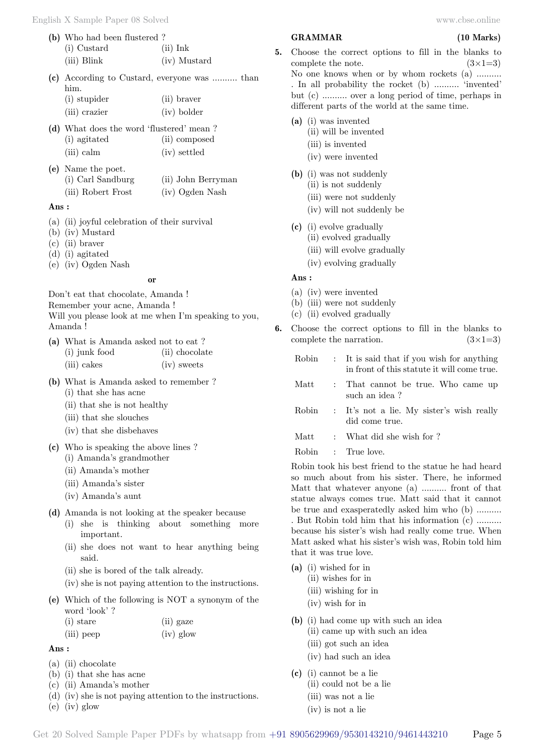**(b)** Who had been flustered ?
(i) Custard (ii) Ink
(iii) Blink (iv) Mustard

**(c)** According to Custard, everyone was .......... than him.
(i) stupider (ii) braver
(iii) crazier (iv) bolder

**(d)** What does the word 'flustered' mean ?
(i) agitated (ii) composed
(iii) calm (iv) settled

**(e)** Name the poet.
(i) Carl Sandburg (ii) John Berryman
(iii) Robert Frost (iv) Ogden Nash

**Ans :**

(a) (ii) joyful celebration of their survival
(b) (iv) Mustard
(c) (ii) braver
(d) (i) agitated
(e) (iv) Ogden Nash

**or**

Don't eat that chocolate, Amanda !
Remember your acne, Amanda !
Will you please look at me when I'm speaking to you, Amanda !

**(a)** What is Amanda asked not to eat ?
(i) junk food (ii) chocolate
(iii) cakes (iv) sweets

**(b)** What is Amanda asked to remember ?
(i) that she has acne
(ii) that she is not healthy
(iii) that she slouches
(iv) that she disbehaves

**(c)** Who is speaking the above lines ?
(i) Amanda's grandmother
(ii) Amanda's mother
(iii) Amanda's sister
(iv) Amanda's aunt

**(d)** Amanda is not looking at the speaker because
(i) she is thinking about something more important.
(ii) she does not want to hear anything being said.
(ii) she is bored of the talk already.
(iv) she is not paying attention to the instructions.

**(e)** Which of the following is NOT a synonym of the word 'look' ?
(i) stare (ii) gaze
(iii) peep (iv) glow

**Ans :**

(a) (ii) chocolate
(b) (i) that she has acne
(c) (ii) Amanda's mother
(d) (iv) she is not paying attention to the instructions.
(e) (iv) glow

## GRAMMAR (10 Marks)

**5.** Choose the correct options to fill in the blanks to complete the note. (3×1=3)

No one knows when or by whom rockets (a) .......... . In all probability the rocket (b) .......... 'invented' but (c) .......... over a long period of time, perhaps in different parts of the world at the same time.

**(a)** (i) was invented
(ii) will be invented
(iii) is invented
(iv) were invented

**(b)** (i) was not suddenly
(ii) is not suddenly
(iii) were not suddenly
(iv) will not suddenly be

**(c)** (i) evolve gradually
(ii) evolved gradually
(iii) will evolve gradually
(iv) evolving gradually

**Ans :**

(a) (iv) were invented
(b) (iii) were not suddenly
(c) (ii) evolved gradually

**6.** Choose the correct options to fill in the blanks to complete the narration. (3×1=3)

| | | |
|---|---|---|
| Robin | : | It is said that if you wish for anything in front of this statute it will come true. |
| Matt | : | That cannot be true. Who came up such an idea ? |
| Robin | : | It's not a lie. My sister's wish really did come true. |
| Matt | : | What did she wish for ? |
| Robin | : | True love. |

Robin took his best friend to the statue he had heard so much about from his sister. There, he informed Matt that whatever anyone (a) .......... front of that statue always comes true. Matt said that it cannot be true and exasperatedly asked him who (b) .......... . But Robin told him that his information (c) .......... because his sister's wish had really come true. When Matt asked what his sister's wish was, Robin told him that it was true love.

**(a)** (i) wished for in
(ii) wishes for in
(iii) wishing for in
(iv) wish for in

**(b)** (i) had come up with such an idea
(ii) came up with such an idea
(iii) got such an idea
(iv) had such an idea

**(c)** (i) cannot be a lie
(ii) could not be a lie
(iii) was not a lie
(iv) is not a lie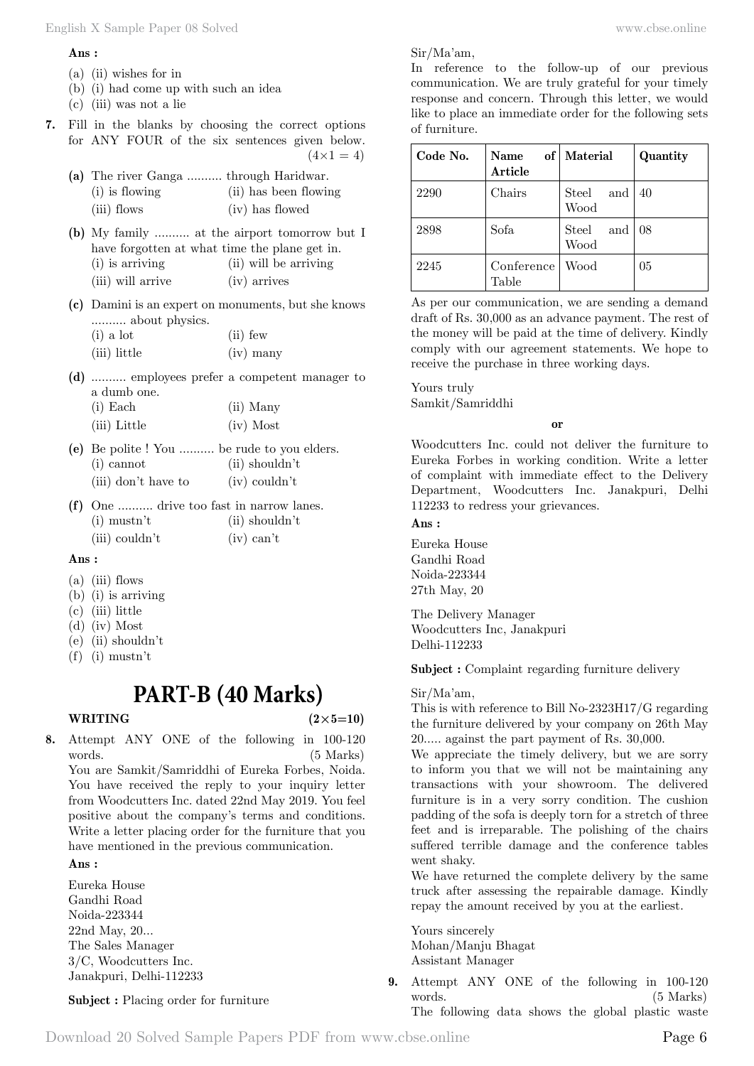**Ans :**

(a) (ii) wishes for in
(b) (i) had come up with such an idea
(c) (iii) was not a lie

**7.** Fill in the blanks by choosing the correct options for ANY FOUR of the six sentences given below. $(4\times1=4)$

**(a)** The river Ganga .......... through Haridwar.
(i) is flowing (ii) has been flowing
(iii) flows (iv) has flowed

**(b)** My family .......... at the airport tomorrow but I have forgotten at what time the plane get in.
(i) is arriving (ii) will be arriving
(iii) will arrive (iv) arrives

**(c)** Damini is an expert on monuments, but she knows .......... about physics.
(i) a lot (ii) few
(iii) little (iv) many

**(d)** .......... employees prefer a competent manager to a dumb one.
(i) Each (ii) Many
(iii) Little (iv) Most

**(e)** Be polite ! You .......... be rude to you elders.
(i) cannot (ii) shouldn't
(iii) don't have to (iv) couldn't

**(f)** One .......... drive too fast in narrow lanes.
(i) mustn't (ii) shouldn't
(iii) couldn't (iv) can't

**Ans :**

(a) (iii) flows
(b) (i) is arriving
(c) (iii) little
(d) (iv) Most
(e) (ii) shouldn't
(f) (i) mustn't

# PART-B (40 Marks)

**WRITING** $(2\times5=10)$

**8.** Attempt ANY ONE of the following in 100-120 words. (5 Marks)
You are Samkit/Samriddhi of Eureka Forbes, Noida. You have received the reply to your inquiry letter from Woodcutters Inc. dated 22nd May 2019. You feel positive about the company's terms and conditions. Write a letter placing order for the furniture that you have mentioned in the previous communication.

**Ans :**

Eureka House
Gandhi Road
Noida-223344
22nd May, 20...
The Sales Manager
3/C, Woodcutters Inc.
Janakpuri, Delhi-112233

**Subject :** Placing order for furniture

Sir/Ma'am,
In reference to the follow-up of our previous communication. We are truly grateful for your timely response and concern. Through this letter, we would like to place an immediate order for the following sets of furniture.

| Code No. | Name of Article | Material | Quantity |
|---|---|---|---|
| 2290 | Chairs | Steel and Wood | 40 |
| 2898 | Sofa | Steel and Wood | 08 |
| 2245 | Conference Table | Wood | 05 |

As per our communication, we are sending a demand draft of Rs. 30,000 as an advance payment. The rest of the money will be paid at the time of delivery. Kindly comply with our agreement statements. We hope to receive the purchase in three working days.

Yours truly
Samkit/Samriddhi

**or**

Woodcutters Inc. could not deliver the furniture to Eureka Forbes in working condition. Write a letter of complaint with immediate effect to the Delivery Department, Woodcutters Inc. Janakpuri, Delhi 112233 to redress your grievances.

**Ans :**

Eureka House
Gandhi Road
Noida-223344
27th May, 20

The Delivery Manager
Woodcutters Inc, Janakpuri
Delhi-112233

**Subject :** Complaint regarding furniture delivery

Sir/Ma'am,
This is with reference to Bill No-2323H17/G regarding the furniture delivered by your company on 26th May 20..... against the part payment of Rs. 30,000.
We appreciate the timely delivery, but we are sorry to inform you that we will not be maintaining any transactions with your showroom. The delivered furniture is in a very sorry condition. The cushion padding of the sofa is deeply torn for a stretch of three feet and is irreparable. The polishing of the chairs suffered terrible damage and the conference tables went shaky.
We have returned the complete delivery by the same truck after assessing the repairable damage. Kindly repay the amount received by you at the earliest.

Yours sincerely
Mohan/Manju Bhagat
Assistant Manager

**9.** Attempt ANY ONE of the following in 100-120 words. (5 Marks)
The following data shows the global plastic waste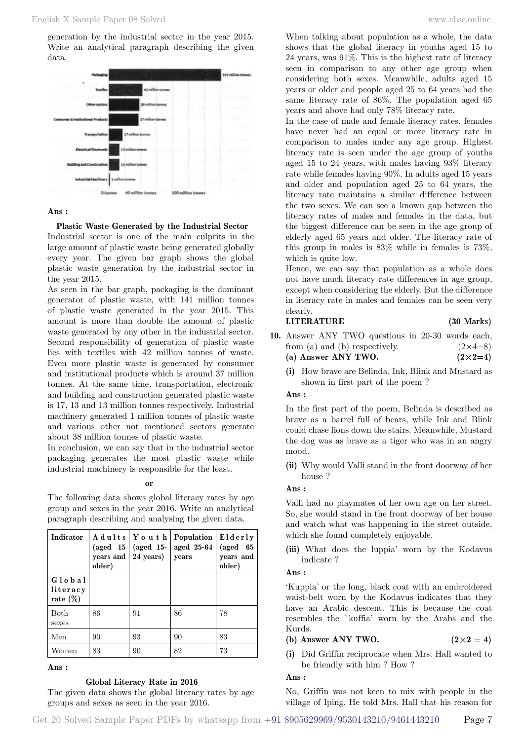generation by the industrial sector in the year 2015. Write an analytical paragraph describing the given data.

**Ans :**

**Plastic Waste Generated by the Industrial Sector**

Industrial sector is one of the main culprits in the large amount of plastic waste being generated globally every year. The given bar graph shows the global plastic waste generation by the industrial sector in the year 2015.

As seen in the bar graph, packaging is the dominant generator of plastic waste, with 141 million tonnes of plastic waste generated in the year 2015. This amount is more than double the amount of plastic waste generated by any other in the industrial sector. Second responsibility of generation of plastic waste lies with textiles with 42 million tonnes of waste. Even more plastic waste is generated by consumer and institutional products which is around 37 million tonnes. At the same time, transportation, electronic and building and construction generated plastic waste is 17, 13 and 13 million tonnes respectively. Industrial machinery generated 1 million tonnes of plastic waste and various other not mentioned sectors generate about 38 million tonnes of plastic waste.

In conclusion, we can say that in the industrial sector packaging generates the most plastic waste while industrial machinery is responsible for the least.

**or**

The following data shows global literacy rates by age group and sexes in the year 2016. Write an analytical paragraph describing and analysing the given data.

| Indicator | Adults (aged 15 years and older) | Youth (aged 15-24 years) | Population aged 25-64 years | Elderly (aged 65 years and older) |
|---|---|---|---|---|
| Global literacy rate (%) | | | | |
| Both sexes | 86 | 91 | 86 | 78 |
| Men | 90 | 93 | 90 | 83 |
| Women | 83 | 90 | 82 | 73 |

**Ans :**

**Global Literacy Rate in 2016**

The given data shows the global literacy rates by age groups and sexes as seen in the year 2016.

When talking about population as a whole, the data shows that the global literacy in youths aged 15 to 24 years, was 91%. This is the highest rate of literacy seen in comparison to any other age group when considering both sexes. Meanwhile, adults aged 15 years or older and people aged 25 to 64 years had the same literacy rate of 86%. The population aged 65 years and above had only 78% literacy rate.

In the case of male and female literacy rates, females have never had an equal or more literacy rate in comparison to males under any age group. Highest literacy rate is seen under the age group of youths aged 15 to 24 years, with males having 93% literacy rate while females having 90%. In adults aged 15 years and older and population aged 25 to 64 years, the literacy rate maintains a similar difference between the two sexes. We can see a known gap between the literacy rates of males and females in the data, but the biggest difference can be seen in the age group of elderly aged 65 years and older. The literacy rate of this group in males is 83% while in females is 73%, which is quite low.

Hence, we can say that population as a whole does not have much literacy rate differences in age group, except when considering the elderly. But the difference in literacy rate in males and females can be seen very clearly.

**LITERATURE (30 Marks)**

**10.** Answer ANY TWO questions in 20-30 words each, from (a) and (b) respectively. (2×4=8)

**(a) Answer ANY TWO. (2×2=4)**

**(i)** How brave are Belinda, Ink, Blink and Mustard as shown in first part of the poem ?

**Ans :**

In the first part of the poem, Belinda is described as brave as a barrel full of bears, while Ink and Blink could chase lions down the stairs. Meanwhile, Mustard the dog was as brave as a tiger who was in an angry mood.

**(ii)** Why would Valli stand in the front doorway of her house ?

**Ans :**

Valli had no playmates of her own age on her street. So, she would stand in the front doorway of her house and watch what was happening in the street outside, which she found completely enjoyable.

**(iii)** What does the luppia' worn by the Kodavus indicate ?

**Ans :**

'Kuppia' or the long, black coat with an embroidered waist-belt worn by the Kodavus indicates that they have an Arabic descent. This is because the coat resembles the `kuffia' worn by the Arabs and the Kurds.

**(b) Answer ANY TWO. (2×2 = 4)**

**(i)** Did Griffin reciprocate when Mrs. Hall wanted to be friendly with him ? How ?

**Ans :**

No, Griffin was not keen to mix with people in the village of Iping. He told Mrs. Hall that his reason for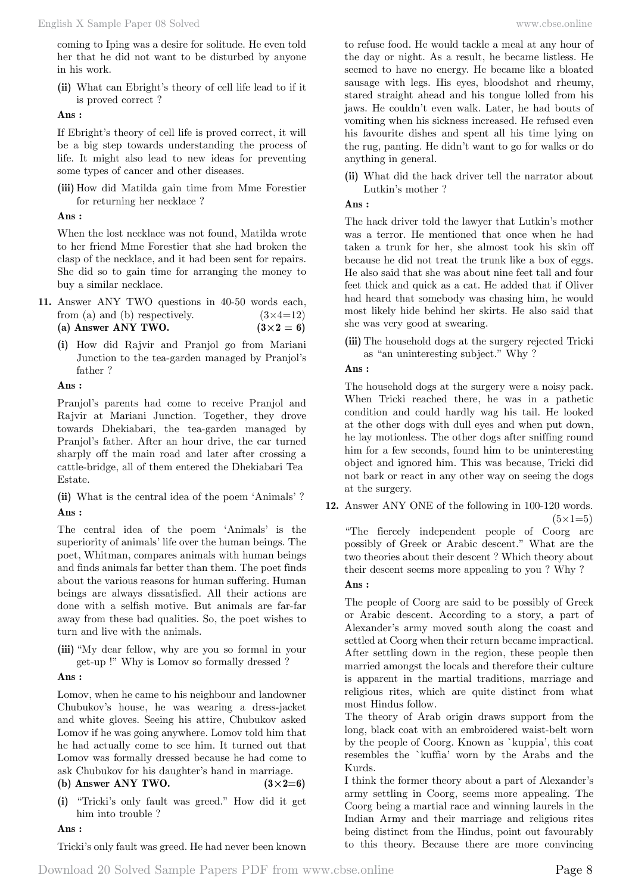coming to Iping was a desire for solitude. He even told her that he did not want to be disturbed by anyone in his work.

**(ii)** What can Ebright's theory of cell life lead to if it is proved correct ?

**Ans :**

If Ebright's theory of cell life is proved correct, it will be a big step towards understanding the process of life. It might also lead to new ideas for preventing some types of cancer and other diseases.

**(iii)** How did Matilda gain time from Mme Forestier for returning her necklace ?

**Ans :**

When the lost necklace was not found, Matilda wrote to her friend Mme Forestier that she had broken the clasp of the necklace, and it had been sent for repairs. She did so to gain time for arranging the money to buy a similar necklace.

**11.** Answer ANY TWO questions in 40-50 words each, from (a) and (b) respectively. (3×4=12)

**(a) Answer ANY TWO. (3×2 = 6)**

**(i)** How did Rajvir and Pranjol go from Mariani Junction to the tea-garden managed by Pranjol's father ?

**Ans :**

Pranjol's parents had come to receive Pranjol and Rajvir at Mariani Junction. Together, they drove towards Dhekiabari, the tea-garden managed by Pranjol's father. After an hour drive, the car turned sharply off the main road and later after crossing a cattle-bridge, all of them entered the Dhekiabari Tea Estate.

**(ii)** What is the central idea of the poem 'Animals' ?

**Ans :**

The central idea of the poem 'Animals' is the superiority of animals' life over the human beings. The poet, Whitman, compares animals with human beings and finds animals far better than them. The poet finds about the various reasons for human suffering. Human beings are always dissatisfied. All their actions are done with a selfish motive. But animals are far-far away from these bad qualities. So, the poet wishes to turn and live with the animals.

**(iii)** "My dear fellow, why are you so formal in your get-up !" Why is Lomov so formally dressed ?

**Ans :**

Lomov, when he came to his neighbour and landowner Chubukov's house, he was wearing a dress-jacket and white gloves. Seeing his attire, Chubukov asked Lomov if he was going anywhere. Lomov told him that he had actually come to see him. It turned out that Lomov was formally dressed because he had come to ask Chubukov for his daughter's hand in marriage.

**(b) Answer ANY TWO. (3×2=6)**

**(i)** "Tricki's only fault was greed." How did it get him into trouble ?

**Ans :**

Tricki's only fault was greed. He had never been known to refuse food. He would tackle a meal at any hour of the day or night. As a result, he became listless. He seemed to have no energy. He became like a bloated sausage with legs. His eyes, bloodshot and rheumy, stared straight ahead and his tongue lolled from his jaws. He couldn't even walk. Later, he had bouts of vomiting when his sickness increased. He refused even his favourite dishes and spent all his time lying on the rug, panting. He didn't want to go for walks or do anything in general.

**(ii)** What did the hack driver tell the narrator about Lutkin's mother ?

**Ans :**

The hack driver told the lawyer that Lutkin's mother was a terror. He mentioned that once when he had taken a trunk for her, she almost took his skin off because he did not treat the trunk like a box of eggs. He also said that she was about nine feet tall and four feet thick and quick as a cat. He added that if Oliver had heard that somebody was chasing him, he would most likely hide behind her skirts. He also said that she was very good at swearing.

**(iii)** The household dogs at the surgery rejected Tricki as "an uninteresting subject." Why ?

**Ans :**

The household dogs at the surgery were a noisy pack. When Tricki reached there, he was in a pathetic condition and could hardly wag his tail. He looked at the other dogs with dull eyes and when put down, he lay motionless. The other dogs after sniffing round him for a few seconds, found him to be uninteresting object and ignored him. This was because, Tricki did not bark or react in any other way on seeing the dogs at the surgery.

**12.** Answer ANY ONE of the following in 100-120 words. (5×1=5)

"The fiercely independent people of Coorg are possibly of Greek or Arabic descent." What are the two theories about their descent ? Which theory about their descent seems more appealing to you ? Why ?

**Ans :**

The people of Coorg are said to be possibly of Greek or Arabic descent. According to a story, a part of Alexander's army moved south along the coast and settled at Coorg when their return became impractical. After settling down in the region, these people then married amongst the locals and therefore their culture is apparent in the martial traditions, marriage and religious rites, which are quite distinct from what most Hindus follow.

The theory of Arab origin draws support from the long, black coat with an embroidered waist-belt worn by the people of Coorg. Known as `kuppia', this coat resembles the `kuffia' worn by the Arabs and the Kurds.

I think the former theory about a part of Alexander's army settling in Coorg, seems more appealing. The Coorg being a martial race and winning laurels in the Indian Army and their marriage and religious rites being distinct from the Hindus, point out favourably to this theory. Because there are more convincing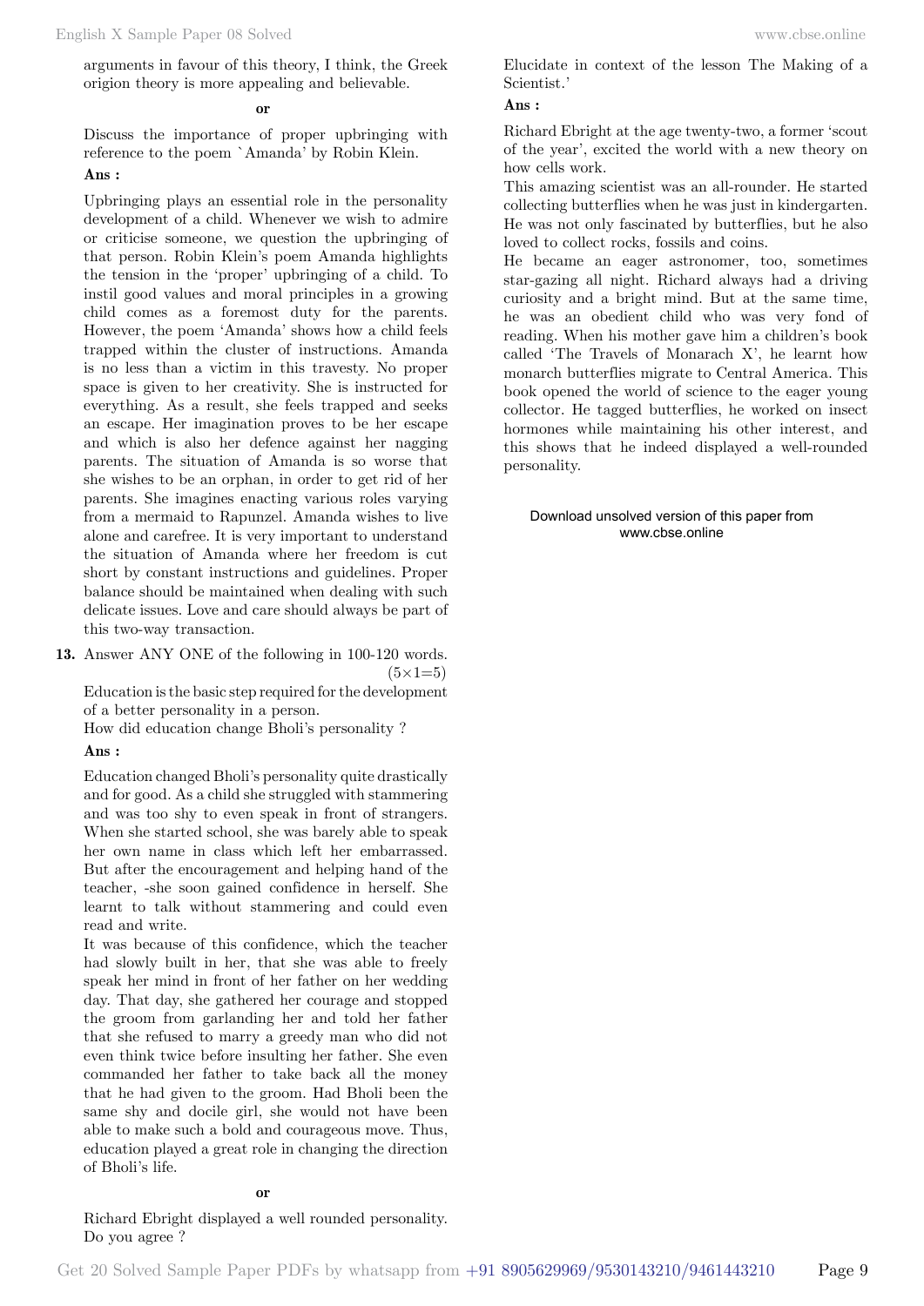arguments in favour of this theory, I think, the Greek origion theory is more appealing and believable.

**or**

Discuss the importance of proper upbringing with reference to the poem `Amanda' by Robin Klein.

**Ans :**

Upbringing plays an essential role in the personality development of a child. Whenever we wish to admire or criticise someone, we question the upbringing of that person. Robin Klein's poem Amanda highlights the tension in the 'proper' upbringing of a child. To instil good values and moral principles in a growing child comes as a foremost duty for the parents. However, the poem 'Amanda' shows how a child feels trapped within the cluster of instructions. Amanda is no less than a victim in this travesty. No proper space is given to her creativity. She is instructed for everything. As a result, she feels trapped and seeks an escape. Her imagination proves to be her escape and which is also her defence against her nagging parents. The situation of Amanda is so worse that she wishes to be an orphan, in order to get rid of her parents. She imagines enacting various roles varying from a mermaid to Rapunzel. Amanda wishes to live alone and carefree. It is very important to understand the situation of Amanda where her freedom is cut short by constant instructions and guidelines. Proper balance should be maintained when dealing with such delicate issues. Love and care should always be part of this two-way transaction.

**13.** Answer ANY ONE of the following in 100-120 words. (5×1=5)

Education is the basic step required for the development of a better personality in a person.

How did education change Bholi's personality ?

**Ans :**

Education changed Bholi's personality quite drastically and for good. As a child she struggled with stammering and was too shy to even speak in front of strangers. When she started school, she was barely able to speak her own name in class which left her embarrassed. But after the encouragement and helping hand of the teacher, -she soon gained confidence in herself. She learnt to talk without stammering and could even read and write.

It was because of this confidence, which the teacher had slowly built in her, that she was able to freely speak her mind in front of her father on her wedding day. That day, she gathered her courage and stopped the groom from garlanding her and told her father that she refused to marry a greedy man who did not even think twice before insulting her father. She even commanded her father to take back all the money that he had given to the groom. Had Bholi been the same shy and docile girl, she would not have been able to make such a bold and courageous move. Thus, education played a great role in changing the direction of Bholi's life.

**or**

Richard Ebright displayed a well rounded personality. Do you agree ?

Elucidate in context of the lesson The Making of a Scientist.'

**Ans :**

Richard Ebright at the age twenty-two, a former 'scout of the year', excited the world with a new theory on how cells work.

This amazing scientist was an all-rounder. He started collecting butterflies when he was just in kindergarten. He was not only fascinated by butterflies, but he also loved to collect rocks, fossils and coins.

He became an eager astronomer, too, sometimes star-gazing all night. Richard always had a driving curiosity and a bright mind. But at the same time, he was an obedient child who was very fond of reading. When his mother gave him a children's book called 'The Travels of Monarach X', he learnt how monarch butterflies migrate to Central America. This book opened the world of science to the eager young collector. He tagged butterflies, he worked on insect hormones while maintaining his other interest, and this shows that he indeed displayed a well-rounded personality.

Download unsolved version of this paper from www.cbse.online